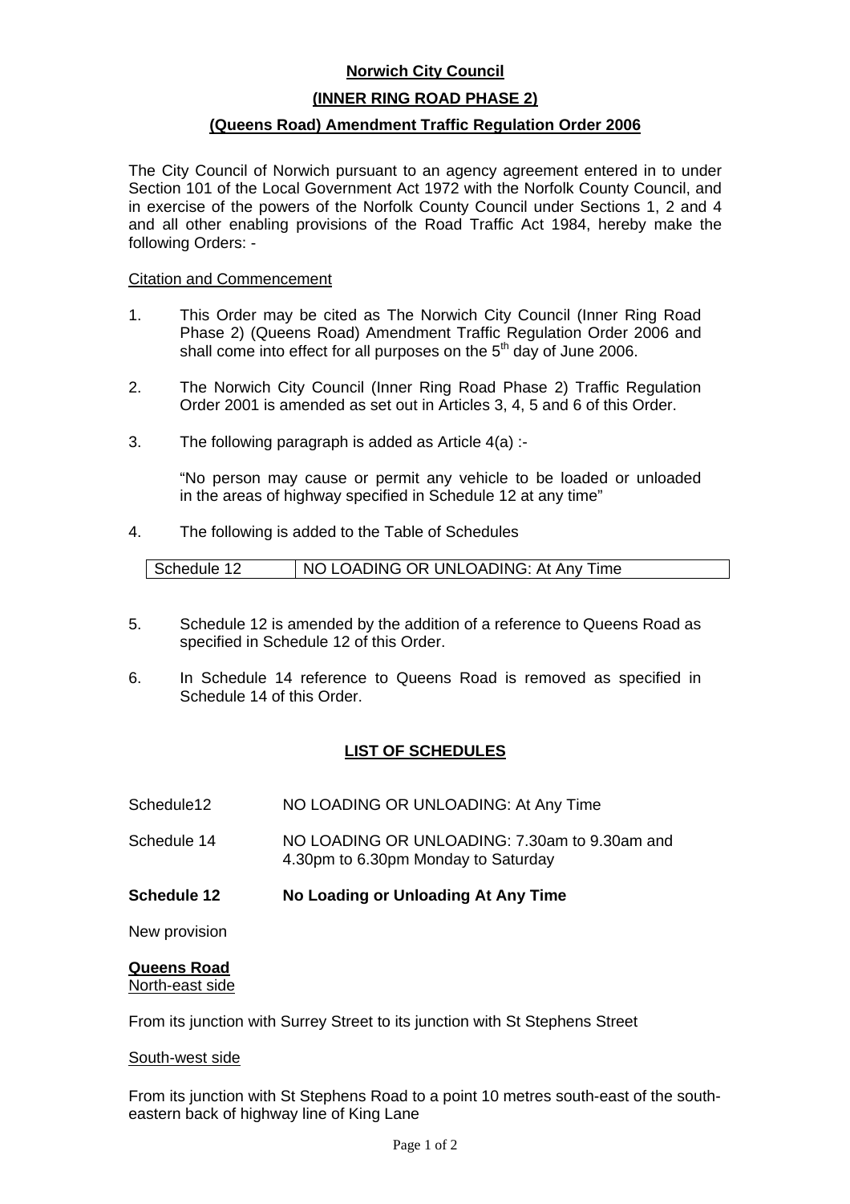**Norwich City Council**

**(INNER RING ROAD PHASE 2)**

**(Queens Road) Amendment Traffic Regulation Order 2006**

The City Council of Norwich pursuant to an agency agreement entered in to under Section 101 of the Local Government Act 1972 with the Norfolk County Council, and in exercise of the powers of the Norfolk County Council under Sections 1, 2 and 4 and all other enabling provisions of the Road Traffic Act 1984, hereby make the following Orders: -

Citation and Commencement

1. This Order may be cited as The Norwich City Council (Inner Ring Road Phase 2) (Queens Road) Amendment Traffic Regulation Order 2006 and shall come into effect for all purposes on the 5th day of June 2006.

2. The Norwich City Council (Inner Ring Road Phase 2) Traffic Regulation Order 2001 is amended as set out in Articles 3, 4, 5 and 6 of this Order.

3. The following paragraph is added as Article 4(a) :-

   "No person may cause or permit any vehicle to be loaded or unloaded in the areas of highway specified in Schedule 12 at any time"

4. The following is added to the Table of Schedules

| Schedule 12 | NO LOADING OR UNLOADING: At Any Time |
|---|---|

5. Schedule 12 is amended by the addition of a reference to Queens Road as specified in Schedule 12 of this Order.

6. In Schedule 14 reference to Queens Road is removed as specified in Schedule 14 of this Order.

**LIST OF SCHEDULES**

| | |
|---|---|
| Schedule12 | NO LOADING OR UNLOADING: At Any Time |
| Schedule 14 | NO LOADING OR UNLOADING: 7.30am to 9.30am and 4.30pm to 6.30pm Monday to Saturday |

**Schedule 12 No Loading or Unloading At Any Time**

New provision

**Queens Road**

North-east side

From its junction with Surrey Street to its junction with St Stephens Street

South-west side

From its junction with St Stephens Road to a point 10 metres south-east of the south-eastern back of highway line of King Lane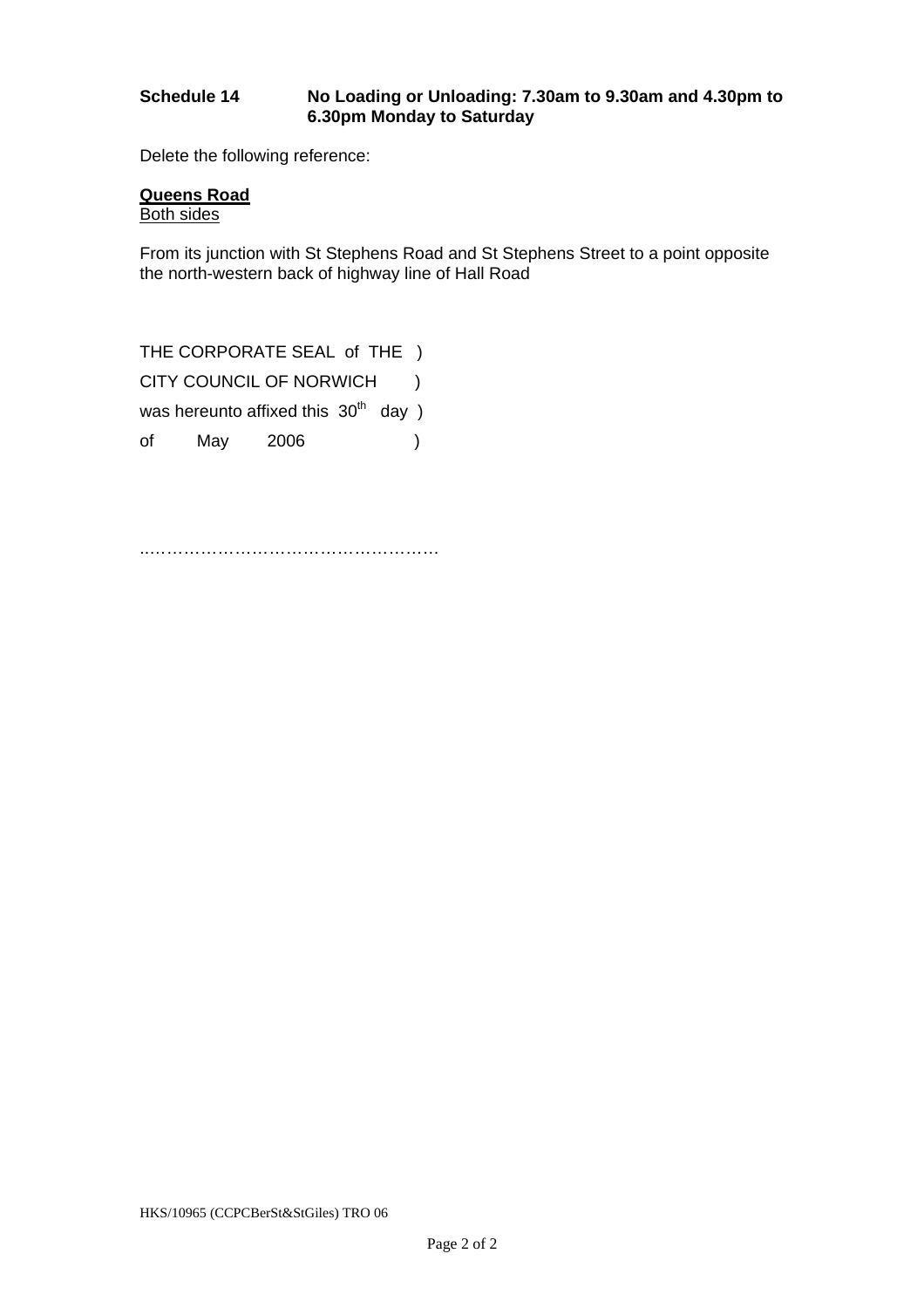**Schedule 14 No Loading or Unloading: 7.30am to 9.30am and 4.30pm to 6.30pm Monday to Saturday**

Delete the following reference:

**Queens Road**
Both sides

From its junction with St Stephens Road and St Stephens Street to a point opposite the north-western back of highway line of Hall Road

THE CORPORATE SEAL of THE )
CITY COUNCIL OF NORWICH )
was hereunto affixed this 30th day )
of May 2006 )

…………………………………………….

HKS/10965 (CCPCBerSt&StGiles) TRO 06